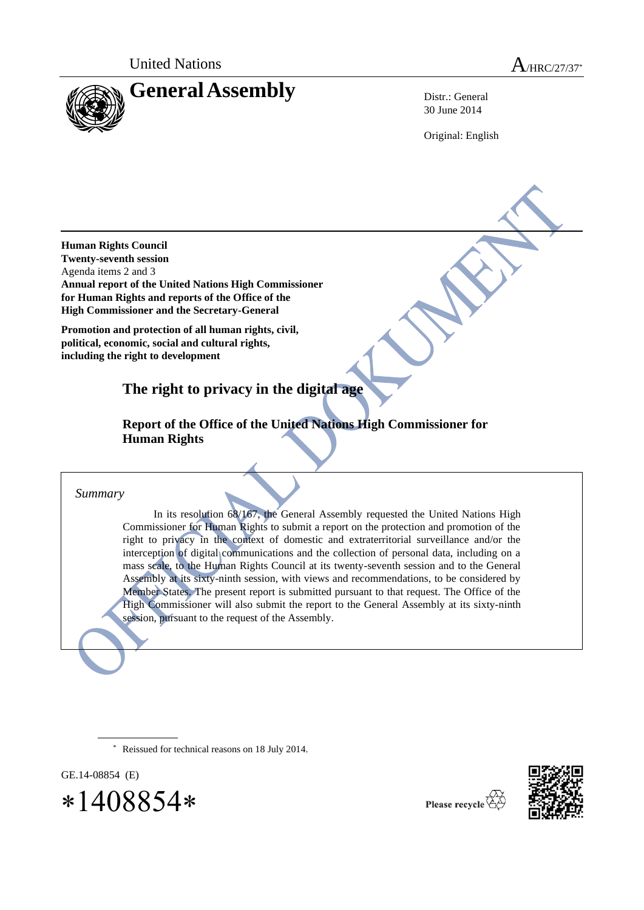United Nations

A/HRC/27/37*

# General Assembly

Distr.: General
30 June 2014

Original: English

**Human Rights Council**
**Twenty-seventh session**
Agenda items 2 and 3
**Annual report of the United Nations High Commissioner for Human Rights and reports of the Office of the High Commissioner and the Secretary-General**

**Promotion and protection of all human rights, civil, political, economic, social and cultural rights, including the right to development**

## The right to privacy in the digital age

### Report of the Office of the United Nations High Commissioner for Human Rights

*Summary*

In its resolution 68/167, the General Assembly requested the United Nations High Commissioner for Human Rights to submit a report on the protection and promotion of the right to privacy in the context of domestic and extraterritorial surveillance and/or the interception of digital communications and the collection of personal data, including on a mass scale, to the Human Rights Council at its twenty-seventh session and to the General Assembly at its sixty-ninth session, with views and recommendations, to be considered by Member States. The present report is submitted pursuant to that request. The Office of the High Commissioner will also submit the report to the General Assembly at its sixty-ninth session, pursuant to the request of the Assembly.

* Reissued for technical reasons on 18 July 2014.

GE.14-08854 (E)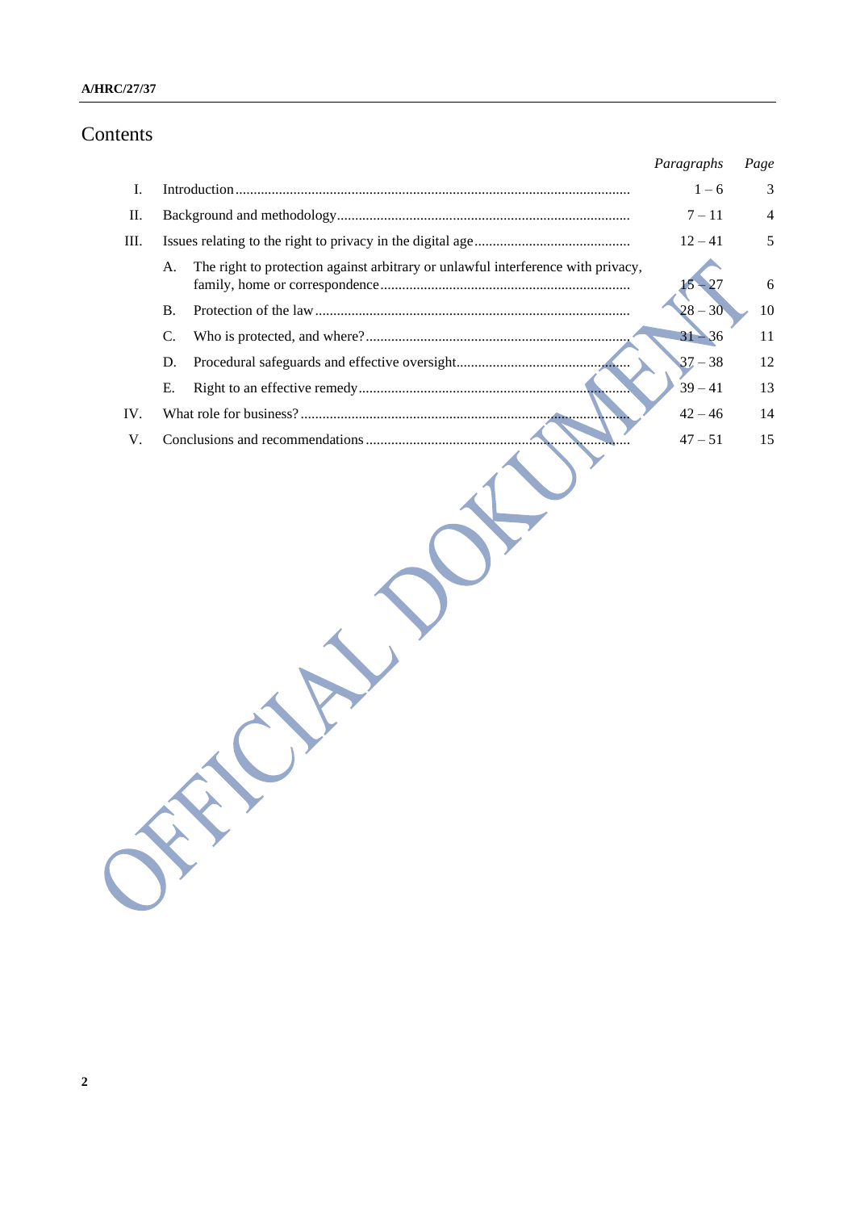# Contents

| | | *Paragraphs* | *Page* |
|---|---|---|---|
| I. | Introduction | 1 – 6 | 3 |
| II. | Background and methodology | 7 – 11 | 4 |
| III. | Issues relating to the right to privacy in the digital age | 12 – 41 | 5 |
| | A. The right to protection against arbitrary or unlawful interference with privacy, family, home or correspondence | 15 – 27 | 6 |
| | B. Protection of the law | 28 – 30 | 10 |
| | C. Who is protected, and where? | 31 – 36 | 11 |
| | D. Procedural safeguards and effective oversight | 37 – 38 | 12 |
| | E. Right to an effective remedy | 39 – 41 | 13 |
| IV. | What role for business? | 42 – 46 | 14 |
| V. | Conclusions and recommendations | 47 – 51 | 15 |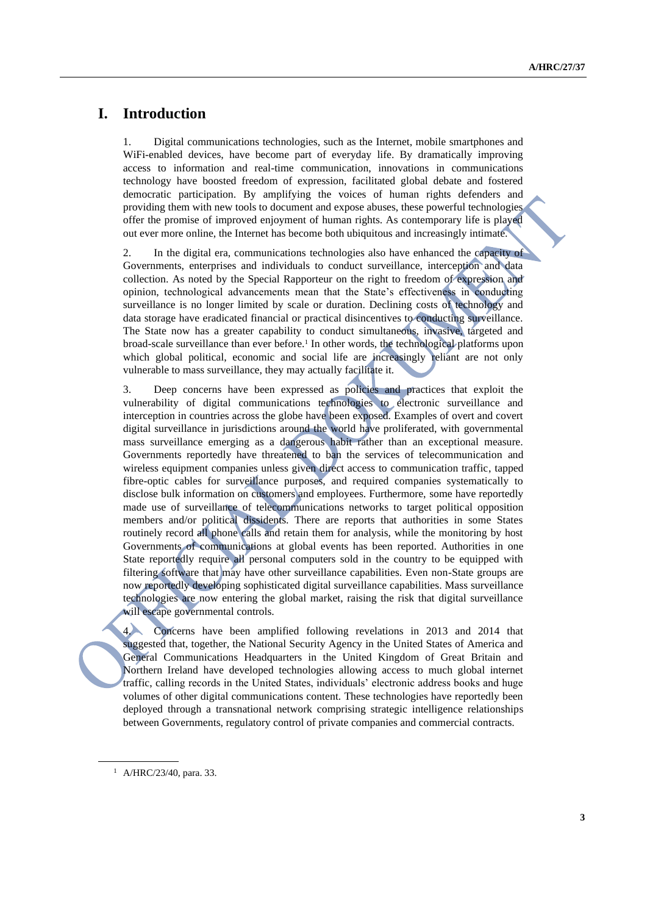# I. Introduction

1. Digital communications technologies, such as the Internet, mobile smartphones and WiFi-enabled devices, have become part of everyday life. By dramatically improving access to information and real-time communication, innovations in communications technology have boosted freedom of expression, facilitated global debate and fostered democratic participation. By amplifying the voices of human rights defenders and providing them with new tools to document and expose abuses, these powerful technologies offer the promise of improved enjoyment of human rights. As contemporary life is played out ever more online, the Internet has become both ubiquitous and increasingly intimate.

2. In the digital era, communications technologies also have enhanced the capacity of Governments, enterprises and individuals to conduct surveillance, interception and data collection. As noted by the Special Rapporteur on the right to freedom of expression and opinion, technological advancements mean that the State's effectiveness in conducting surveillance is no longer limited by scale or duration. Declining costs of technology and data storage have eradicated financial or practical disincentives to conducting surveillance. The State now has a greater capability to conduct simultaneous, invasive, targeted and broad-scale surveillance than ever before.[1] In other words, the technological platforms upon which global political, economic and social life are increasingly reliant are not only vulnerable to mass surveillance, they may actually facilitate it.

3. Deep concerns have been expressed as policies and practices that exploit the vulnerability of digital communications technologies to electronic surveillance and interception in countries across the globe have been exposed. Examples of overt and covert digital surveillance in jurisdictions around the world have proliferated, with governmental mass surveillance emerging as a dangerous habit rather than an exceptional measure. Governments reportedly have threatened to ban the services of telecommunication and wireless equipment companies unless given direct access to communication traffic, tapped fibre-optic cables for surveillance purposes, and required companies systematically to disclose bulk information on customers and employees. Furthermore, some have reportedly made use of surveillance of telecommunications networks to target political opposition members and/or political dissidents. There are reports that authorities in some States routinely record all phone calls and retain them for analysis, while the monitoring by host Governments of communications at global events has been reported. Authorities in one State reportedly require all personal computers sold in the country to be equipped with filtering software that may have other surveillance capabilities. Even non-State groups are now reportedly developing sophisticated digital surveillance capabilities. Mass surveillance technologies are now entering the global market, raising the risk that digital surveillance will escape governmental controls.

4. Concerns have been amplified following revelations in 2013 and 2014 that suggested that, together, the National Security Agency in the United States of America and General Communications Headquarters in the United Kingdom of Great Britain and Northern Ireland have developed technologies allowing access to much global internet traffic, calling records in the United States, individuals' electronic address books and huge volumes of other digital communications content. These technologies have reportedly been deployed through a transnational network comprising strategic intelligence relationships between Governments, regulatory control of private companies and commercial contracts.

[1] A/HRC/23/40, para. 33.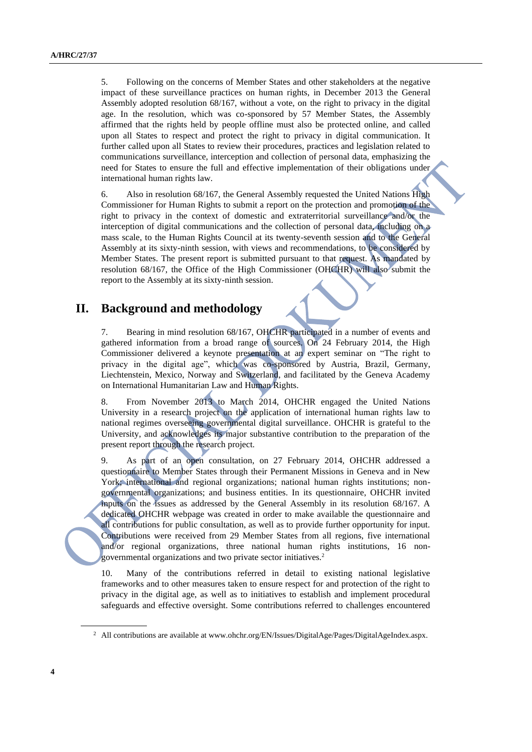5. Following on the concerns of Member States and other stakeholders at the negative impact of these surveillance practices on human rights, in December 2013 the General Assembly adopted resolution 68/167, without a vote, on the right to privacy in the digital age. In the resolution, which was co-sponsored by 57 Member States, the Assembly affirmed that the rights held by people offline must also be protected online, and called upon all States to respect and protect the right to privacy in digital communication. It further called upon all States to review their procedures, practices and legislation related to communications surveillance, interception and collection of personal data, emphasizing the need for States to ensure the full and effective implementation of their obligations under international human rights law.

6. Also in resolution 68/167, the General Assembly requested the United Nations High Commissioner for Human Rights to submit a report on the protection and promotion of the right to privacy in the context of domestic and extraterritorial surveillance and/or the interception of digital communications and the collection of personal data, including on a mass scale, to the Human Rights Council at its twenty-seventh session and to the General Assembly at its sixty-ninth session, with views and recommendations, to be considered by Member States. The present report is submitted pursuant to that request. As mandated by resolution 68/167, the Office of the High Commissioner (OHCHR) will also submit the report to the Assembly at its sixty-ninth session.

## II. Background and methodology

7. Bearing in mind resolution 68/167, OHCHR participated in a number of events and gathered information from a broad range of sources. On 24 February 2014, the High Commissioner delivered a keynote presentation at an expert seminar on "The right to privacy in the digital age", which was co-sponsored by Austria, Brazil, Germany, Liechtenstein, Mexico, Norway and Switzerland, and facilitated by the Geneva Academy on International Humanitarian Law and Human Rights.

8. From November 2013 to March 2014, OHCHR engaged the United Nations University in a research project on the application of international human rights law to national regimes overseeing governmental digital surveillance. OHCHR is grateful to the University, and acknowledges its major substantive contribution to the preparation of the present report through the research project.

9. As part of an open consultation, on 27 February 2014, OHCHR addressed a questionnaire to Member States through their Permanent Missions in Geneva and in New York; international and regional organizations; national human rights institutions; non-governmental organizations; and business entities. In its questionnaire, OHCHR invited inputs on the issues as addressed by the General Assembly in its resolution 68/167. A dedicated OHCHR webpage was created in order to make available the questionnaire and all contributions for public consultation, as well as to provide further opportunity for input. Contributions were received from 29 Member States from all regions, five international and/or regional organizations, three national human rights institutions, 16 non-governmental organizations and two private sector initiatives.[2]

10. Many of the contributions referred in detail to existing national legislative frameworks and to other measures taken to ensure respect for and protection of the right to privacy in the digital age, as well as to initiatives to establish and implement procedural safeguards and effective oversight. Some contributions referred to challenges encountered

[2] All contributions are available at www.ohchr.org/EN/Issues/DigitalAge/Pages/DigitalAgeIndex.aspx.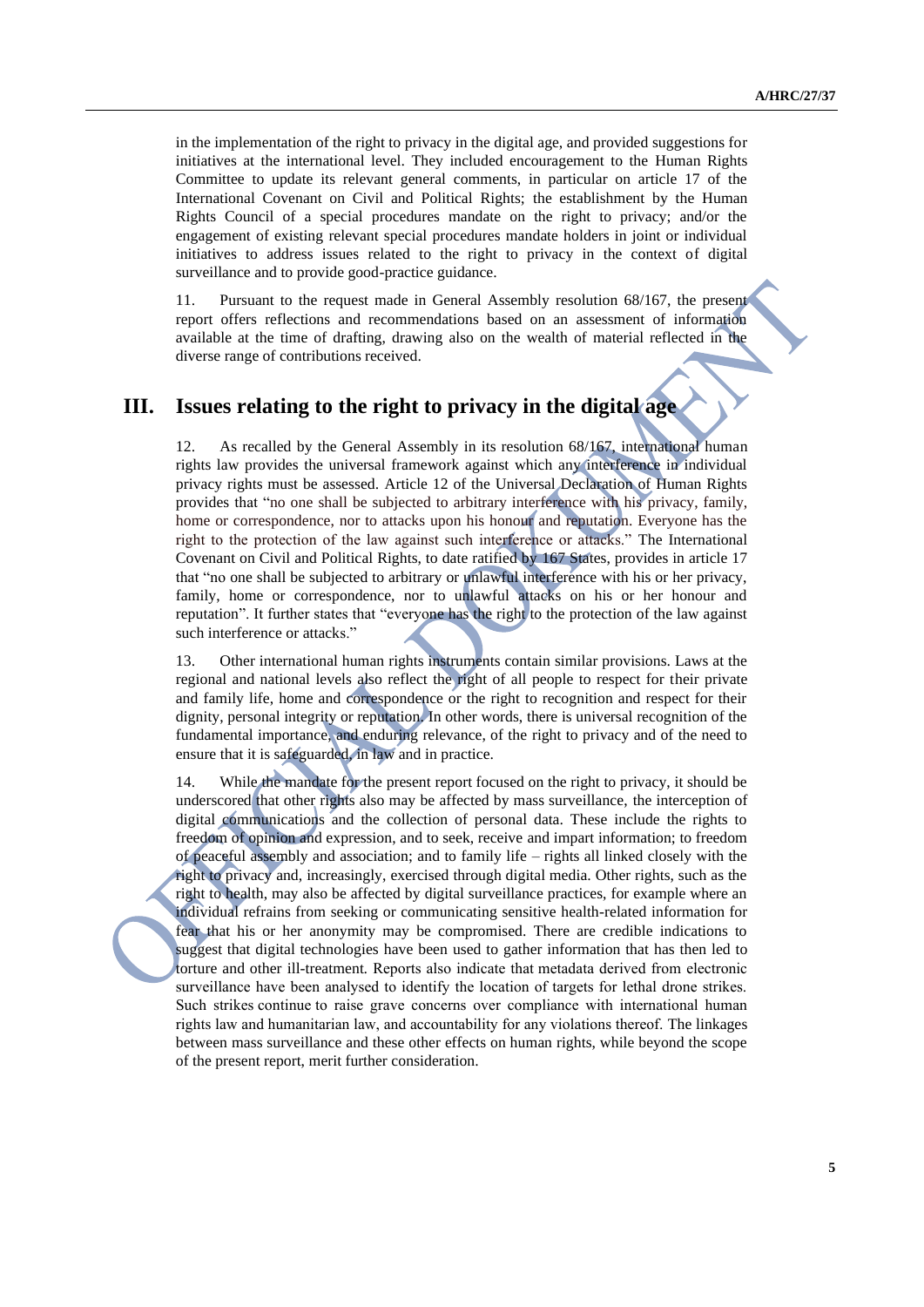in the implementation of the right to privacy in the digital age, and provided suggestions for initiatives at the international level. They included encouragement to the Human Rights Committee to update its relevant general comments, in particular on article 17 of the International Covenant on Civil and Political Rights; the establishment by the Human Rights Council of a special procedures mandate on the right to privacy; and/or the engagement of existing relevant special procedures mandate holders in joint or individual initiatives to address issues related to the right to privacy in the context of digital surveillance and to provide good-practice guidance.

11. Pursuant to the request made in General Assembly resolution 68/167, the present report offers reflections and recommendations based on an assessment of information available at the time of drafting, drawing also on the wealth of material reflected in the diverse range of contributions received.

## III. Issues relating to the right to privacy in the digital age

12. As recalled by the General Assembly in its resolution 68/167, international human rights law provides the universal framework against which any interference in individual privacy rights must be assessed. Article 12 of the Universal Declaration of Human Rights provides that "no one shall be subjected to arbitrary interference with his privacy, family, home or correspondence, nor to attacks upon his honour and reputation. Everyone has the right to the protection of the law against such interference or attacks." The International Covenant on Civil and Political Rights, to date ratified by 167 States, provides in article 17 that "no one shall be subjected to arbitrary or unlawful interference with his or her privacy, family, home or correspondence, nor to unlawful attacks on his or her honour and reputation". It further states that "everyone has the right to the protection of the law against such interference or attacks."

13. Other international human rights instruments contain similar provisions. Laws at the regional and national levels also reflect the right of all people to respect for their private and family life, home and correspondence or the right to recognition and respect for their dignity, personal integrity or reputation. In other words, there is universal recognition of the fundamental importance, and enduring relevance, of the right to privacy and of the need to ensure that it is safeguarded, in law and in practice.

14. While the mandate for the present report focused on the right to privacy, it should be underscored that other rights also may be affected by mass surveillance, the interception of digital communications and the collection of personal data. These include the rights to freedom of opinion and expression, and to seek, receive and impart information; to freedom of peaceful assembly and association; and to family life – rights all linked closely with the right to privacy and, increasingly, exercised through digital media. Other rights, such as the right to health, may also be affected by digital surveillance practices, for example where an individual refrains from seeking or communicating sensitive health-related information for fear that his or her anonymity may be compromised. There are credible indications to suggest that digital technologies have been used to gather information that has then led to torture and other ill-treatment. Reports also indicate that metadata derived from electronic surveillance have been analysed to identify the location of targets for lethal drone strikes. Such strikes continue to raise grave concerns over compliance with international human rights law and humanitarian law, and accountability for any violations thereof. The linkages between mass surveillance and these other effects on human rights, while beyond the scope of the present report, merit further consideration.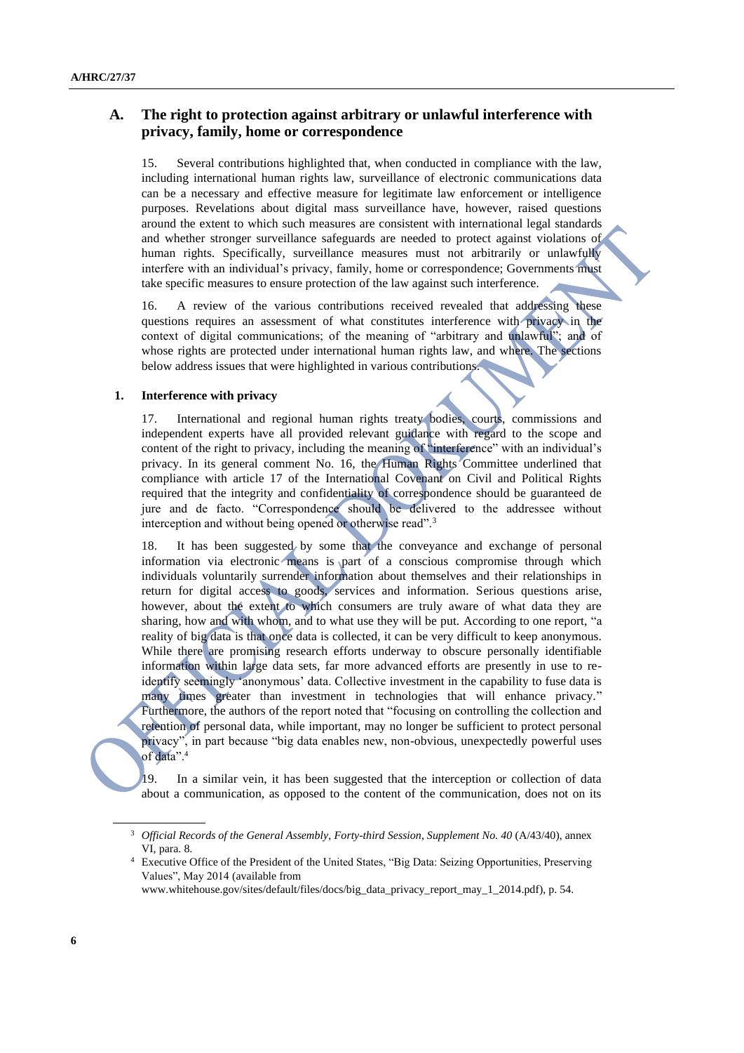## A. The right to protection against arbitrary or unlawful interference with privacy, family, home or correspondence

15. Several contributions highlighted that, when conducted in compliance with the law, including international human rights law, surveillance of electronic communications data can be a necessary and effective measure for legitimate law enforcement or intelligence purposes. Revelations about digital mass surveillance have, however, raised questions around the extent to which such measures are consistent with international legal standards and whether stronger surveillance safeguards are needed to protect against violations of human rights. Specifically, surveillance measures must not arbitrarily or unlawfully interfere with an individual's privacy, family, home or correspondence; Governments must take specific measures to ensure protection of the law against such interference.

16. A review of the various contributions received revealed that addressing these questions requires an assessment of what constitutes interference with privacy in the context of digital communications; of the meaning of "arbitrary and unlawful"; and of whose rights are protected under international human rights law, and where. The sections below address issues that were highlighted in various contributions.

### 1. Interference with privacy

17. International and regional human rights treaty bodies, courts, commissions and independent experts have all provided relevant guidance with regard to the scope and content of the right to privacy, including the meaning of "interference" with an individual's privacy. In its general comment No. 16, the Human Rights Committee underlined that compliance with article 17 of the International Covenant on Civil and Political Rights required that the integrity and confidentiality of correspondence should be guaranteed de jure and de facto. "Correspondence should be delivered to the addressee without interception and without being opened or otherwise read".[3]

18. It has been suggested by some that the conveyance and exchange of personal information via electronic means is part of a conscious compromise through which individuals voluntarily surrender information about themselves and their relationships in return for digital access to goods, services and information. Serious questions arise, however, about the extent to which consumers are truly aware of what data they are sharing, how and with whom, and to what use they will be put. According to one report, "a reality of big data is that once data is collected, it can be very difficult to keep anonymous. While there are promising research efforts underway to obscure personally identifiable information within large data sets, far more advanced efforts are presently in use to re-identify seemingly 'anonymous' data. Collective investment in the capability to fuse data is many times greater than investment in technologies that will enhance privacy." Furthermore, the authors of the report noted that "focusing on controlling the collection and retention of personal data, while important, may no longer be sufficient to protect personal privacy", in part because "big data enables new, non-obvious, unexpectedly powerful uses of data".[4]

19. In a similar vein, it has been suggested that the interception or collection of data about a communication, as opposed to the content of the communication, does not on its

---

[3] *Official Records of the General Assembly, Forty-third Session, Supplement No. 40* (A/43/40), annex VI, para. 8.

[4] Executive Office of the President of the United States, "Big Data: Seizing Opportunities, Preserving Values", May 2014 (available from www.whitehouse.gov/sites/default/files/docs/big_data_privacy_report_may_1_2014.pdf), p. 54.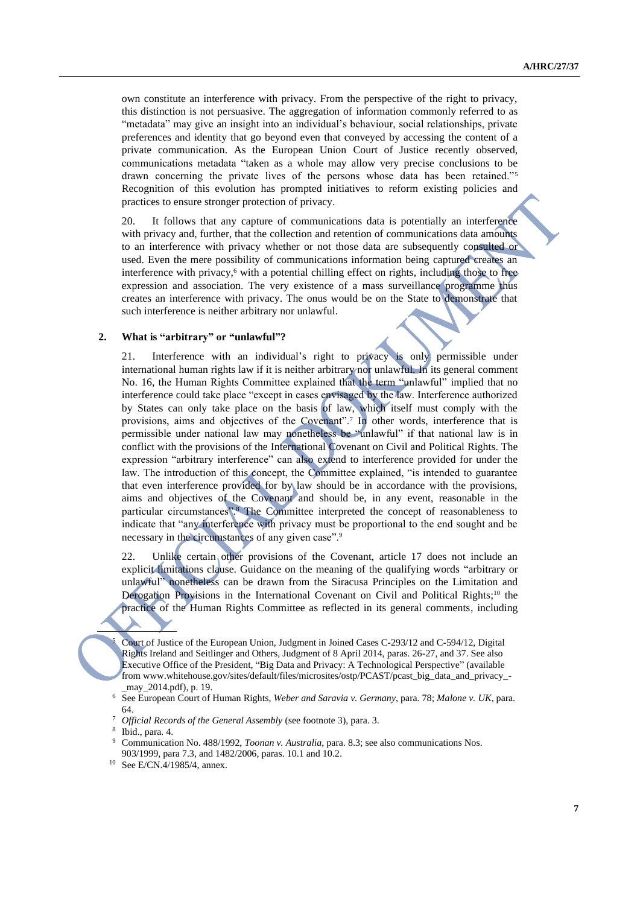own constitute an interference with privacy. From the perspective of the right to privacy, this distinction is not persuasive. The aggregation of information commonly referred to as "metadata" may give an insight into an individual's behaviour, social relationships, private preferences and identity that go beyond even that conveyed by accessing the content of a private communication. As the European Union Court of Justice recently observed, communications metadata "taken as a whole may allow very precise conclusions to be drawn concerning the private lives of the persons whose data has been retained."[5] Recognition of this evolution has prompted initiatives to reform existing policies and practices to ensure stronger protection of privacy.

20. It follows that any capture of communications data is potentially an interference with privacy and, further, that the collection and retention of communications data amounts to an interference with privacy whether or not those data are subsequently consulted or used. Even the mere possibility of communications information being captured creates an interference with privacy,[6] with a potential chilling effect on rights, including those to free expression and association. The very existence of a mass surveillance programme thus creates an interference with privacy. The onus would be on the State to demonstrate that such interference is neither arbitrary nor unlawful.

### 2. What is "arbitrary" or "unlawful"?

21. Interference with an individual's right to privacy is only permissible under international human rights law if it is neither arbitrary nor unlawful. In its general comment No. 16, the Human Rights Committee explained that the term "unlawful" implied that no interference could take place "except in cases envisaged by the law. Interference authorized by States can only take place on the basis of law, which itself must comply with the provisions, aims and objectives of the Covenant".[7] In other words, interference that is permissible under national law may nonetheless be "unlawful" if that national law is in conflict with the provisions of the International Covenant on Civil and Political Rights. The expression "arbitrary interference" can also extend to interference provided for under the law. The introduction of this concept, the Committee explained, "is intended to guarantee that even interference provided for by law should be in accordance with the provisions, aims and objectives of the Covenant and should be, in any event, reasonable in the particular circumstances".[8] The Committee interpreted the concept of reasonableness to indicate that "any interference with privacy must be proportional to the end sought and be necessary in the circumstances of any given case".[9]

22. Unlike certain other provisions of the Covenant, article 17 does not include an explicit limitations clause. Guidance on the meaning of the qualifying words "arbitrary or unlawful" nonetheless can be drawn from the Siracusa Principles on the Limitation and Derogation Provisions in the International Covenant on Civil and Political Rights;[10] the practice of the Human Rights Committee as reflected in its general comments, including

---

[5] Court of Justice of the European Union, Judgment in Joined Cases C-293/12 and C-594/12, Digital Rights Ireland and Seitlinger and Others, Judgment of 8 April 2014, paras. 26-27, and 37. See also Executive Office of the President, "Big Data and Privacy: A Technological Perspective" (available from www.whitehouse.gov/sites/default/files/microsites/ostp/PCAST/pcast_big_data_and_privacy_-_may_2014.pdf), p. 19.

[6] See European Court of Human Rights, *Weber and Saravia v. Germany*, para. 78; *Malone v. UK*, para. 64.

[7] *Official Records of the General Assembly* (see footnote 3), para. 3.

[8] Ibid., para. 4.

[9] Communication No. 488/1992, *Toonan v. Australia*, para. 8.3; see also communications Nos. 903/1999, para 7.3, and 1482/2006, paras. 10.1 and 10.2.

[10] See E/CN.4/1985/4, annex.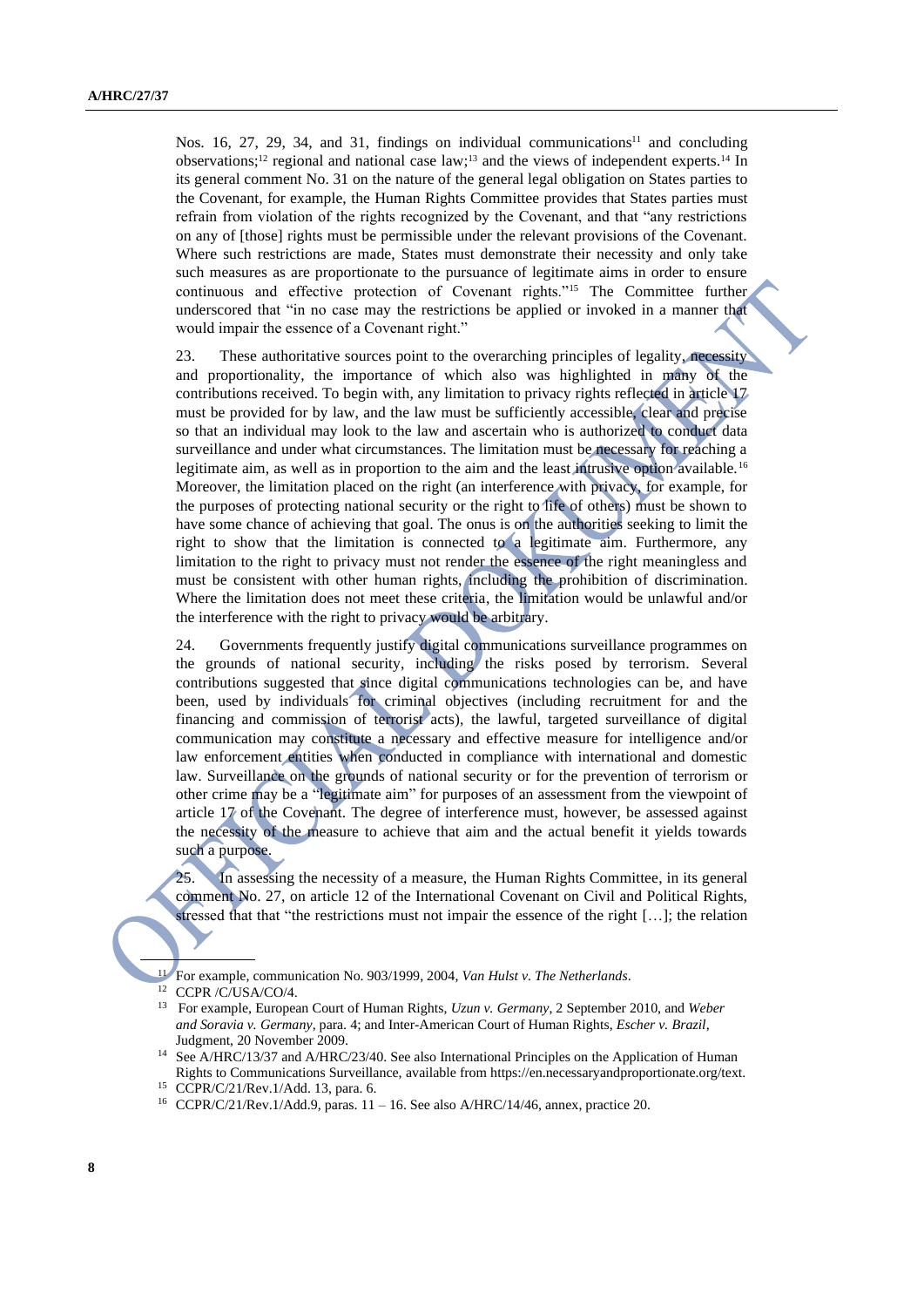Nos. 16, 27, 29, 34, and 31, findings on individual communications[11] and concluding observations;[12] regional and national case law;[13] and the views of independent experts.[14] In its general comment No. 31 on the nature of the general legal obligation on States parties to the Covenant, for example, the Human Rights Committee provides that States parties must refrain from violation of the rights recognized by the Covenant, and that "any restrictions on any of [those] rights must be permissible under the relevant provisions of the Covenant. Where such restrictions are made, States must demonstrate their necessity and only take such measures as are proportionate to the pursuance of legitimate aims in order to ensure continuous and effective protection of Covenant rights."[15] The Committee further underscored that "in no case may the restrictions be applied or invoked in a manner that would impair the essence of a Covenant right."

23. These authoritative sources point to the overarching principles of legality, necessity and proportionality, the importance of which also was highlighted in many of the contributions received. To begin with, any limitation to privacy rights reflected in article 17 must be provided for by law, and the law must be sufficiently accessible, clear and precise so that an individual may look to the law and ascertain who is authorized to conduct data surveillance and under what circumstances. The limitation must be necessary for reaching a legitimate aim, as well as in proportion to the aim and the least intrusive option available.[16] Moreover, the limitation placed on the right (an interference with privacy, for example, for the purposes of protecting national security or the right to life of others) must be shown to have some chance of achieving that goal. The onus is on the authorities seeking to limit the right to show that the limitation is connected to a legitimate aim. Furthermore, any limitation to the right to privacy must not render the essence of the right meaningless and must be consistent with other human rights, including the prohibition of discrimination. Where the limitation does not meet these criteria, the limitation would be unlawful and/or the interference with the right to privacy would be arbitrary.

24. Governments frequently justify digital communications surveillance programmes on the grounds of national security, including the risks posed by terrorism. Several contributions suggested that since digital communications technologies can be, and have been, used by individuals for criminal objectives (including recruitment for and the financing and commission of terrorist acts), the lawful, targeted surveillance of digital communication may constitute a necessary and effective measure for intelligence and/or law enforcement entities when conducted in compliance with international and domestic law. Surveillance on the grounds of national security or for the prevention of terrorism or other crime may be a "legitimate aim" for purposes of an assessment from the viewpoint of article 17 of the Covenant. The degree of interference must, however, be assessed against the necessity of the measure to achieve that aim and the actual benefit it yields towards such a purpose.

25. In assessing the necessity of a measure, the Human Rights Committee, in its general comment No. 27, on article 12 of the International Covenant on Civil and Political Rights, stressed that that "the restrictions must not impair the essence of the right […]; the relation

---

[11] For example, communication No. 903/1999, 2004, *Van Hulst v. The Netherlands*.

[12] CCPR /C/USA/CO/4.

[13] For example, European Court of Human Rights, *Uzun v. Germany*, 2 September 2010, and *Weber and Soravia v. Germany*, para. 4; and Inter-American Court of Human Rights, *Escher v. Brazil*, Judgment, 20 November 2009.

[14] See A/HRC/13/37 and A/HRC/23/40. See also International Principles on the Application of Human Rights to Communications Surveillance, available from https://en.necessaryandproportionate.org/text.

[15] CCPR/C/21/Rev.1/Add. 13, para. 6.

[16] CCPR/C/21/Rev.1/Add.9, paras. 11 – 16. See also A/HRC/14/46, annex, practice 20.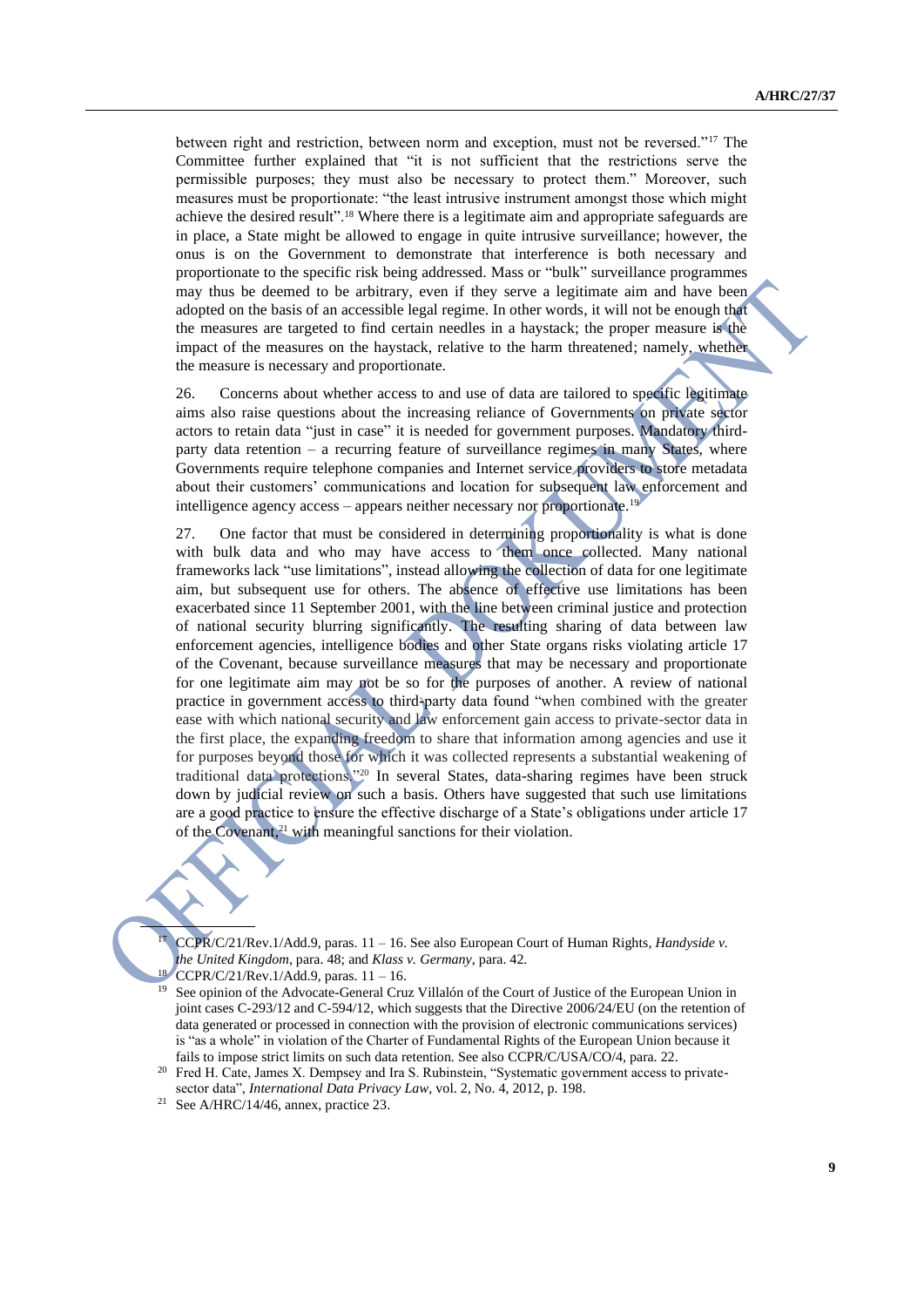between right and restriction, between norm and exception, must not be reversed."[17] The Committee further explained that "it is not sufficient that the restrictions serve the permissible purposes; they must also be necessary to protect them." Moreover, such measures must be proportionate: "the least intrusive instrument amongst those which might achieve the desired result".[18] Where there is a legitimate aim and appropriate safeguards are in place, a State might be allowed to engage in quite intrusive surveillance; however, the onus is on the Government to demonstrate that interference is both necessary and proportionate to the specific risk being addressed. Mass or "bulk" surveillance programmes may thus be deemed to be arbitrary, even if they serve a legitimate aim and have been adopted on the basis of an accessible legal regime. In other words, it will not be enough that the measures are targeted to find certain needles in a haystack; the proper measure is the impact of the measures on the haystack, relative to the harm threatened; namely, whether the measure is necessary and proportionate.

26. Concerns about whether access to and use of data are tailored to specific legitimate aims also raise questions about the increasing reliance of Governments on private sector actors to retain data "just in case" it is needed for government purposes. Mandatory third-party data retention – a recurring feature of surveillance regimes in many States, where Governments require telephone companies and Internet service providers to store metadata about their customers' communications and location for subsequent law enforcement and intelligence agency access – appears neither necessary nor proportionate.[19]

27. One factor that must be considered in determining proportionality is what is done with bulk data and who may have access to them once collected. Many national frameworks lack "use limitations", instead allowing the collection of data for one legitimate aim, but subsequent use for others. The absence of effective use limitations has been exacerbated since 11 September 2001, with the line between criminal justice and protection of national security blurring significantly. The resulting sharing of data between law enforcement agencies, intelligence bodies and other State organs risks violating article 17 of the Covenant, because surveillance measures that may be necessary and proportionate for one legitimate aim may not be so for the purposes of another. A review of national practice in government access to third-party data found "when combined with the greater ease with which national security and law enforcement gain access to private-sector data in the first place, the expanding freedom to share that information among agencies and use it for purposes beyond those for which it was collected represents a substantial weakening of traditional data protections."[20] In several States, data-sharing regimes have been struck down by judicial review on such a basis. Others have suggested that such use limitations are a good practice to ensure the effective discharge of a State's obligations under article 17 of the Covenant,[21] with meaningful sanctions for their violation.

---

[17] CCPR/C/21/Rev.1/Add.9, paras. 11 – 16. See also European Court of Human Rights, *Handyside v. the United Kingdom*, para. 48; and *Klass v. Germany*, para. 42.

[18] CCPR/C/21/Rev.1/Add.9, paras. 11 – 16.

[19] See opinion of the Advocate-General Cruz Villalón of the Court of Justice of the European Union in joint cases C-293/12 and C-594/12, which suggests that the Directive 2006/24/EU (on the retention of data generated or processed in connection with the provision of electronic communications services) is "as a whole" in violation of the Charter of Fundamental Rights of the European Union because it fails to impose strict limits on such data retention. See also CCPR/C/USA/CO/4, para. 22.

[20] Fred H. Cate, James X. Dempsey and Ira S. Rubinstein, "Systematic government access to private-sector data", *International Data Privacy Law*, vol. 2, No. 4, 2012, p. 198.

[21] See A/HRC/14/46, annex, practice 23.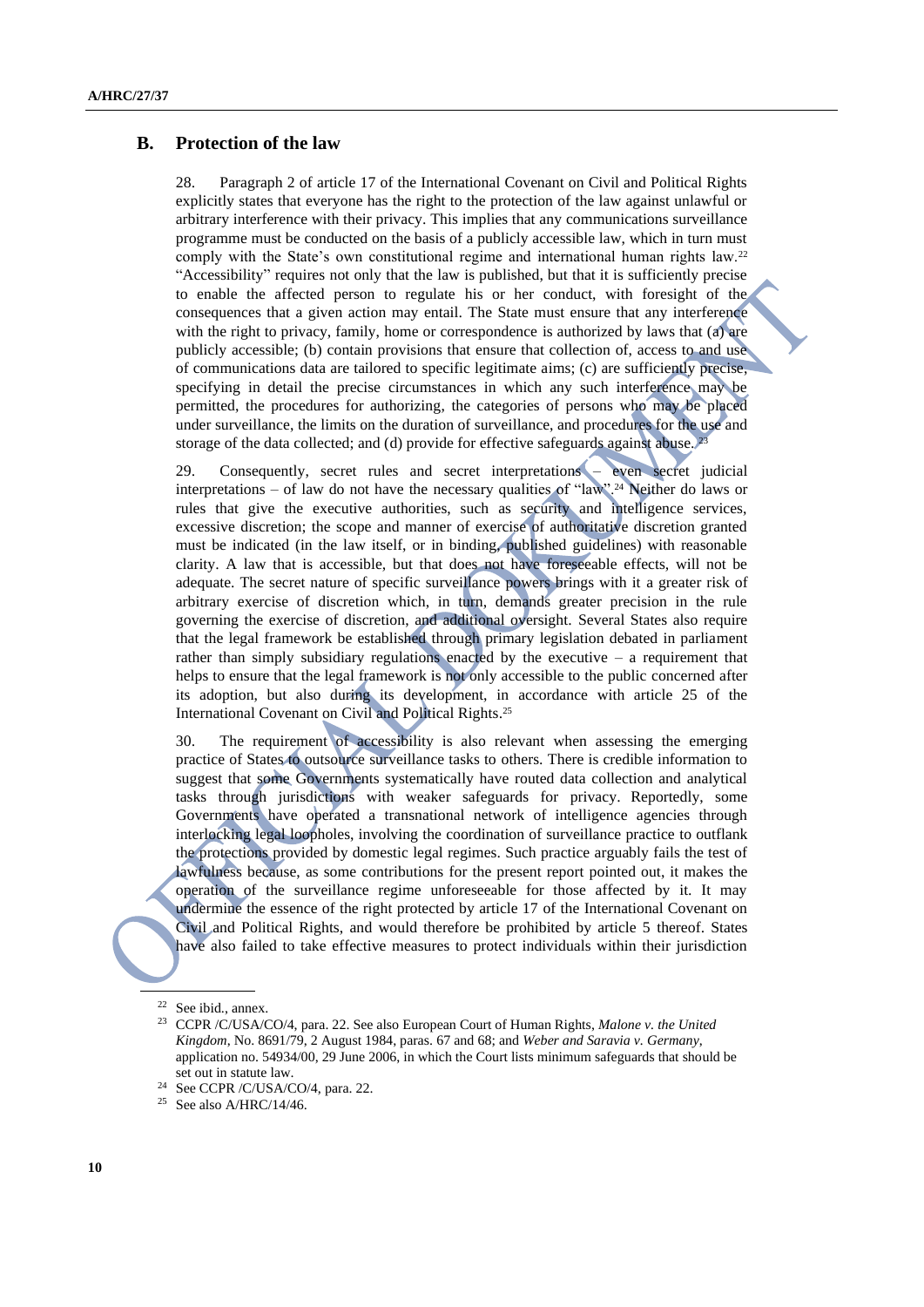## B. Protection of the law

28. Paragraph 2 of article 17 of the International Covenant on Civil and Political Rights explicitly states that everyone has the right to the protection of the law against unlawful or arbitrary interference with their privacy. This implies that any communications surveillance programme must be conducted on the basis of a publicly accessible law, which in turn must comply with the State's own constitutional regime and international human rights law.[22] "Accessibility" requires not only that the law is published, but that it is sufficiently precise to enable the affected person to regulate his or her conduct, with foresight of the consequences that a given action may entail. The State must ensure that any interference with the right to privacy, family, home or correspondence is authorized by laws that (a) are publicly accessible; (b) contain provisions that ensure that collection of, access to and use of communications data are tailored to specific legitimate aims; (c) are sufficiently precise, specifying in detail the precise circumstances in which any such interference may be permitted, the procedures for authorizing, the categories of persons who may be placed under surveillance, the limits on the duration of surveillance, and procedures for the use and storage of the data collected; and (d) provide for effective safeguards against abuse.[23]

29. Consequently, secret rules and secret interpretations – even secret judicial interpretations – of law do not have the necessary qualities of "law".[24] Neither do laws or rules that give the executive authorities, such as security and intelligence services, excessive discretion; the scope and manner of exercise of authoritative discretion granted must be indicated (in the law itself, or in binding, published guidelines) with reasonable clarity. A law that is accessible, but that does not have foreseeable effects, will not be adequate. The secret nature of specific surveillance powers brings with it a greater risk of arbitrary exercise of discretion which, in turn, demands greater precision in the rule governing the exercise of discretion, and additional oversight. Several States also require that the legal framework be established through primary legislation debated in parliament rather than simply subsidiary regulations enacted by the executive – a requirement that helps to ensure that the legal framework is not only accessible to the public concerned after its adoption, but also during its development, in accordance with article 25 of the International Covenant on Civil and Political Rights.[25]

30. The requirement of accessibility is also relevant when assessing the emerging practice of States to outsource surveillance tasks to others. There is credible information to suggest that some Governments systematically have routed data collection and analytical tasks through jurisdictions with weaker safeguards for privacy. Reportedly, some Governments have operated a transnational network of intelligence agencies through interlocking legal loopholes, involving the coordination of surveillance practice to outflank the protections provided by domestic legal regimes. Such practice arguably fails the test of lawfulness because, as some contributions for the present report pointed out, it makes the operation of the surveillance regime unforeseeable for those affected by it. It may undermine the essence of the right protected by article 17 of the International Covenant on Civil and Political Rights, and would therefore be prohibited by article 5 thereof. States have also failed to take effective measures to protect individuals within their jurisdiction

---

[22] See ibid., annex.

[23] CCPR /C/USA/CO/4, para. 22. See also European Court of Human Rights, *Malone v. the United Kingdom*, No. 8691/79, 2 August 1984, paras. 67 and 68; and *Weber and Saravia v. Germany*, application no. 54934/00, 29 June 2006, in which the Court lists minimum safeguards that should be set out in statute law.

[24] See CCPR /C/USA/CO/4, para. 22.

[25] See also A/HRC/14/46.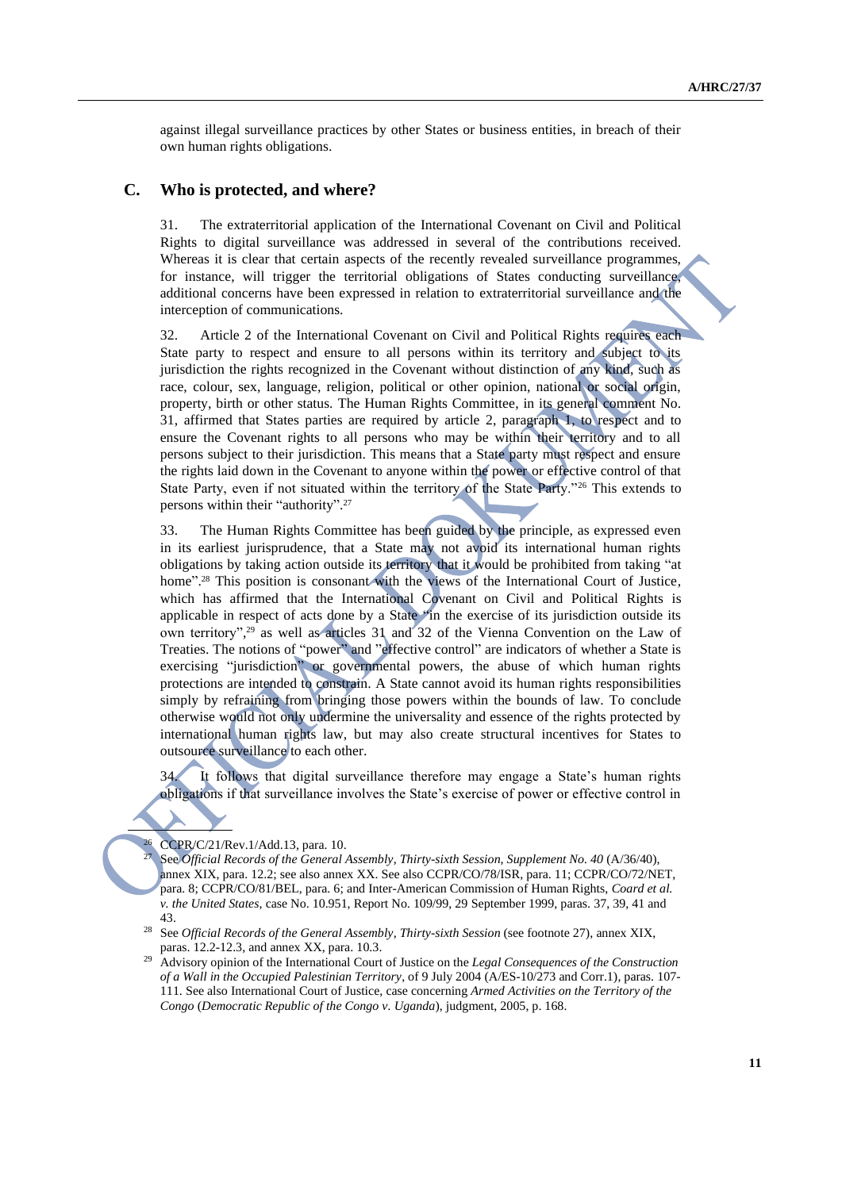against illegal surveillance practices by other States or business entities, in breach of their own human rights obligations.

## C. Who is protected, and where?

31. The extraterritorial application of the International Covenant on Civil and Political Rights to digital surveillance was addressed in several of the contributions received. Whereas it is clear that certain aspects of the recently revealed surveillance programmes, for instance, will trigger the territorial obligations of States conducting surveillance, additional concerns have been expressed in relation to extraterritorial surveillance and the interception of communications.

32. Article 2 of the International Covenant on Civil and Political Rights requires each State party to respect and ensure to all persons within its territory and subject to its jurisdiction the rights recognized in the Covenant without distinction of any kind, such as race, colour, sex, language, religion, political or other opinion, national or social origin, property, birth or other status. The Human Rights Committee, in its general comment No. 31, affirmed that States parties are required by article 2, paragraph 1, to respect and to ensure the Covenant rights to all persons who may be within their territory and to all persons subject to their jurisdiction. This means that a State party must respect and ensure the rights laid down in the Covenant to anyone within the power or effective control of that State Party, even if not situated within the territory of the State Party."[26] This extends to persons within their "authority".[27]

33. The Human Rights Committee has been guided by the principle, as expressed even in its earliest jurisprudence, that a State may not avoid its international human rights obligations by taking action outside its territory that it would be prohibited from taking "at home".[28] This position is consonant with the views of the International Court of Justice, which has affirmed that the International Covenant on Civil and Political Rights is applicable in respect of acts done by a State "in the exercise of its jurisdiction outside its own territory",[29] as well as articles 31 and 32 of the Vienna Convention on the Law of Treaties. The notions of "power" and "effective control" are indicators of whether a State is exercising "jurisdiction" or governmental powers, the abuse of which human rights protections are intended to constrain. A State cannot avoid its human rights responsibilities simply by refraining from bringing those powers within the bounds of law. To conclude otherwise would not only undermine the universality and essence of the rights protected by international human rights law, but may also create structural incentives for States to outsource surveillance to each other.

34. It follows that digital surveillance therefore may engage a State's human rights obligations if that surveillance involves the State's exercise of power or effective control in

---

[26] CCPR/C/21/Rev.1/Add.13, para. 10.

[27] See *Official Records of the General Assembly, Thirty-sixth Session, Supplement No. 40* (A/36/40), annex XIX, para. 12.2; see also annex XX. See also CCPR/CO/78/ISR, para. 11; CCPR/CO/72/NET, para. 8; CCPR/CO/81/BEL, para. 6; and Inter-American Commission of Human Rights, *Coard et al. v. the United States*, case No. 10.951, Report No. 109/99, 29 September 1999, paras. 37, 39, 41 and 43.

[28] See *Official Records of the General Assembly, Thirty-sixth Session* (see footnote 27), annex XIX, paras. 12.2-12.3, and annex XX, para. 10.3.

[29] Advisory opinion of the International Court of Justice on the *Legal Consequences of the Construction of a Wall in the Occupied Palestinian Territory*, of 9 July 2004 (A/ES-10/273 and Corr.1), paras. 107-111. See also International Court of Justice, case concerning *Armed Activities on the Territory of the Congo* (*Democratic Republic of the Congo v. Uganda*), judgment, 2005, p. 168.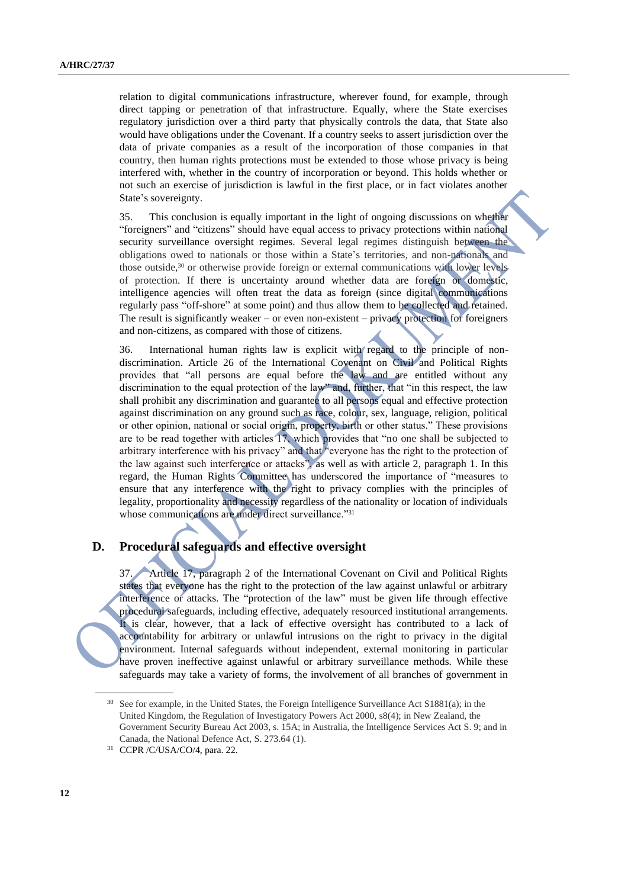relation to digital communications infrastructure, wherever found, for example, through direct tapping or penetration of that infrastructure. Equally, where the State exercises regulatory jurisdiction over a third party that physically controls the data, that State also would have obligations under the Covenant. If a country seeks to assert jurisdiction over the data of private companies as a result of the incorporation of those companies in that country, then human rights protections must be extended to those whose privacy is being interfered with, whether in the country of incorporation or beyond. This holds whether or not such an exercise of jurisdiction is lawful in the first place, or in fact violates another State's sovereignty.

35. This conclusion is equally important in the light of ongoing discussions on whether "foreigners" and "citizens" should have equal access to privacy protections within national security surveillance oversight regimes. Several legal regimes distinguish between the obligations owed to nationals or those within a State's territories, and non-nationals and those outside,[30] or otherwise provide foreign or external communications with lower levels of protection. If there is uncertainty around whether data are foreign or domestic, intelligence agencies will often treat the data as foreign (since digital communications regularly pass "off-shore" at some point) and thus allow them to be collected and retained. The result is significantly weaker – or even non-existent – privacy protection for foreigners and non-citizens, as compared with those of citizens.

36. International human rights law is explicit with regard to the principle of non-discrimination. Article 26 of the International Covenant on Civil and Political Rights provides that "all persons are equal before the law and are entitled without any discrimination to the equal protection of the law" and, further, that "in this respect, the law shall prohibit any discrimination and guarantee to all persons equal and effective protection against discrimination on any ground such as race, colour, sex, language, religion, political or other opinion, national or social origin, property, birth or other status." These provisions are to be read together with articles 17, which provides that "no one shall be subjected to arbitrary interference with his privacy" and that "everyone has the right to the protection of the law against such interference or attacks", as well as with article 2, paragraph 1. In this regard, the Human Rights Committee has underscored the importance of "measures to ensure that any interference with the right to privacy complies with the principles of legality, proportionality and necessity regardless of the nationality or location of individuals whose communications are under direct surveillance."[31]

## D. Procedural safeguards and effective oversight

37. Article 17, paragraph 2 of the International Covenant on Civil and Political Rights states that everyone has the right to the protection of the law against unlawful or arbitrary interference or attacks. The "protection of the law" must be given life through effective procedural safeguards, including effective, adequately resourced institutional arrangements. It is clear, however, that a lack of effective oversight has contributed to a lack of accountability for arbitrary or unlawful intrusions on the right to privacy in the digital environment. Internal safeguards without independent, external monitoring in particular have proven ineffective against unlawful or arbitrary surveillance methods. While these safeguards may take a variety of forms, the involvement of all branches of government in

---

[30] See for example, in the United States, the Foreign Intelligence Surveillance Act S1881(a); in the United Kingdom, the Regulation of Investigatory Powers Act 2000, s8(4); in New Zealand, the Government Security Bureau Act 2003, s. 15A; in Australia, the Intelligence Services Act S. 9; and in Canada, the National Defence Act, S. 273.64 (1).

[31] CCPR /C/USA/CO/4, para. 22.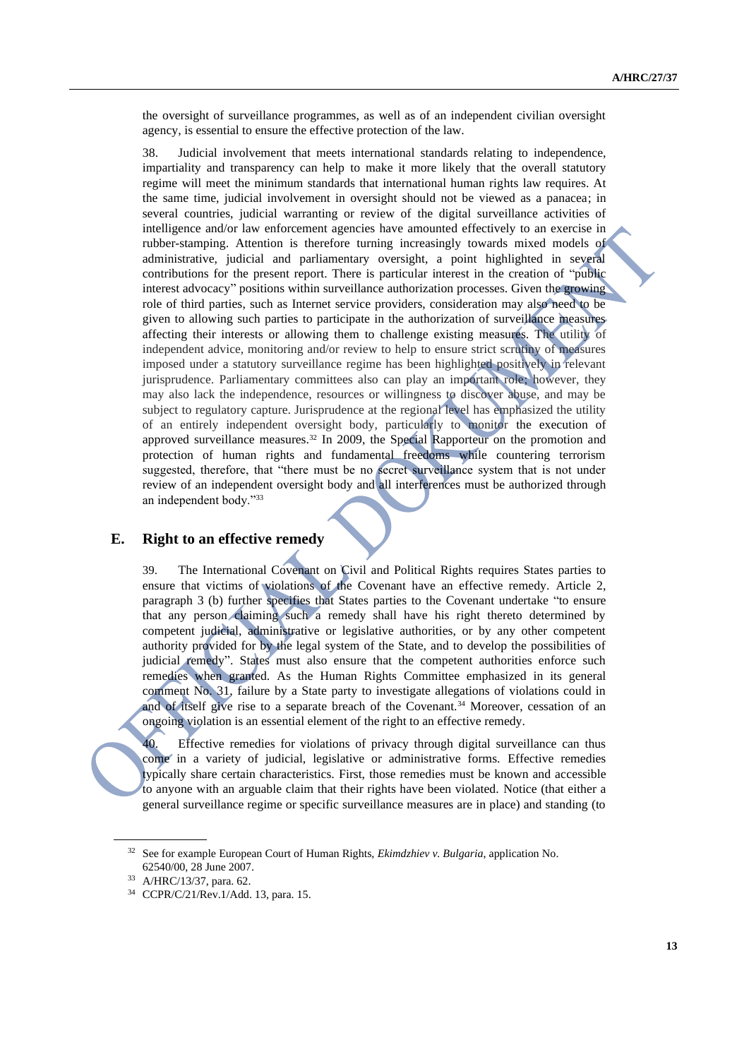the oversight of surveillance programmes, as well as of an independent civilian oversight agency, is essential to ensure the effective protection of the law.

38. Judicial involvement that meets international standards relating to independence, impartiality and transparency can help to make it more likely that the overall statutory regime will meet the minimum standards that international human rights law requires. At the same time, judicial involvement in oversight should not be viewed as a panacea; in several countries, judicial warranting or review of the digital surveillance activities of intelligence and/or law enforcement agencies have amounted effectively to an exercise in rubber-stamping. Attention is therefore turning increasingly towards mixed models of administrative, judicial and parliamentary oversight, a point highlighted in several contributions for the present report. There is particular interest in the creation of "public interest advocacy" positions within surveillance authorization processes. Given the growing role of third parties, such as Internet service providers, consideration may also need to be given to allowing such parties to participate in the authorization of surveillance measures affecting their interests or allowing them to challenge existing measures. The utility of independent advice, monitoring and/or review to help to ensure strict scrutiny of measures imposed under a statutory surveillance regime has been highlighted positively in relevant jurisprudence. Parliamentary committees also can play an important role; however, they may also lack the independence, resources or willingness to discover abuse, and may be subject to regulatory capture. Jurisprudence at the regional level has emphasized the utility of an entirely independent oversight body, particularly to monitor the execution of approved surveillance measures.[32] In 2009, the Special Rapporteur on the promotion and protection of human rights and fundamental freedoms while countering terrorism suggested, therefore, that "there must be no secret surveillance system that is not under review of an independent oversight body and all interferences must be authorized through an independent body."[33]

## E. Right to an effective remedy

39. The International Covenant on Civil and Political Rights requires States parties to ensure that victims of violations of the Covenant have an effective remedy. Article 2, paragraph 3 (b) further specifies that States parties to the Covenant undertake "to ensure that any person claiming such a remedy shall have his right thereto determined by competent judicial, administrative or legislative authorities, or by any other competent authority provided for by the legal system of the State, and to develop the possibilities of judicial remedy". States must also ensure that the competent authorities enforce such remedies when granted. As the Human Rights Committee emphasized in its general comment No. 31, failure by a State party to investigate allegations of violations could in and of itself give rise to a separate breach of the Covenant.[34] Moreover, cessation of an ongoing violation is an essential element of the right to an effective remedy.

40. Effective remedies for violations of privacy through digital surveillance can thus come in a variety of judicial, legislative or administrative forms. Effective remedies typically share certain characteristics. First, those remedies must be known and accessible to anyone with an arguable claim that their rights have been violated. Notice (that either a general surveillance regime or specific surveillance measures are in place) and standing (to

---

[32] See for example European Court of Human Rights, *Ekimdzhiev v. Bulgaria*, application No. 62540/00, 28 June 2007.

[33] A/HRC/13/37, para. 62.

[34] CCPR/C/21/Rev.1/Add. 13, para. 15.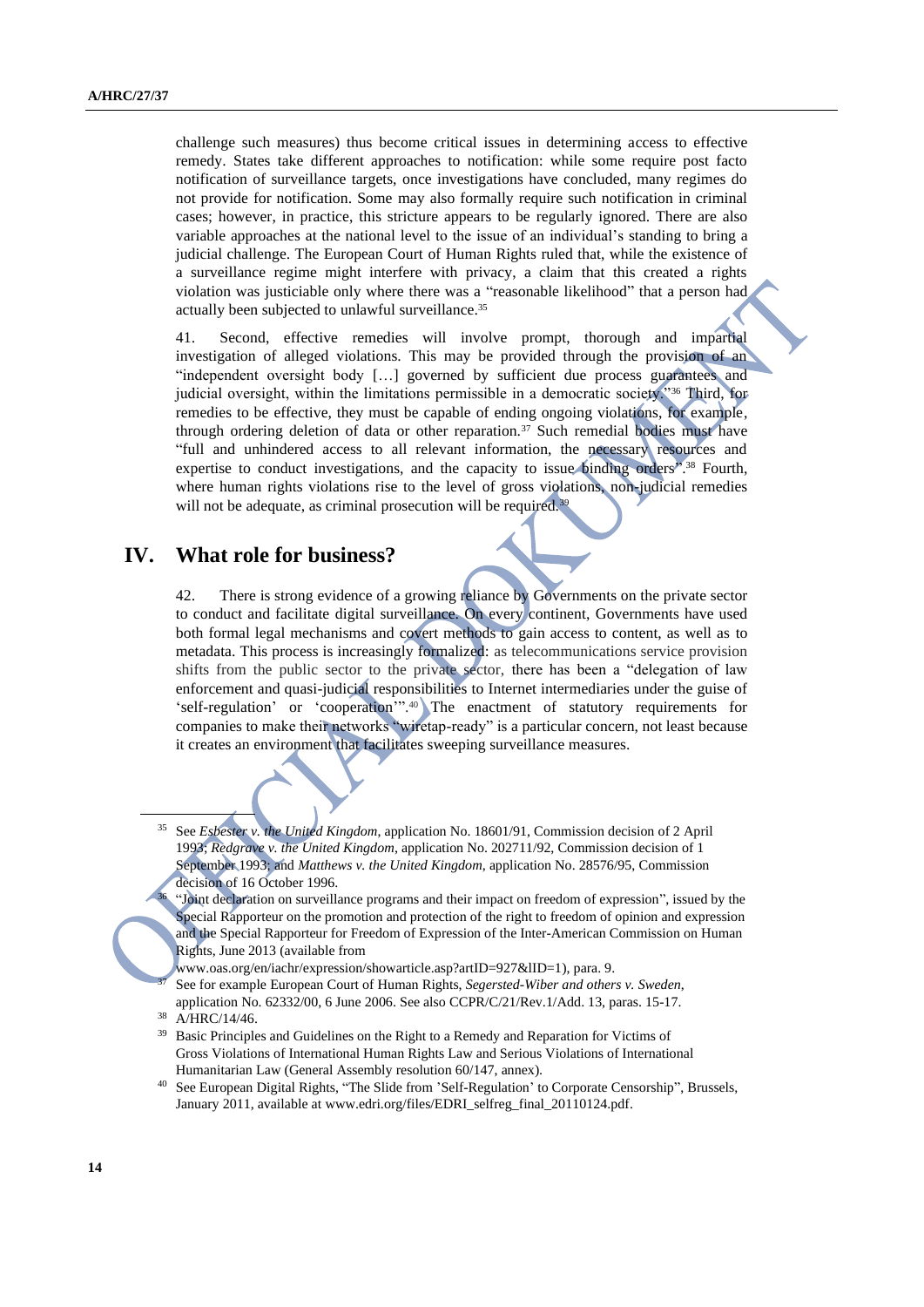challenge such measures) thus become critical issues in determining access to effective remedy. States take different approaches to notification: while some require post facto notification of surveillance targets, once investigations have concluded, many regimes do not provide for notification. Some may also formally require such notification in criminal cases; however, in practice, this stricture appears to be regularly ignored. There are also variable approaches at the national level to the issue of an individual's standing to bring a judicial challenge. The European Court of Human Rights ruled that, while the existence of a surveillance regime might interfere with privacy, a claim that this created a rights violation was justiciable only where there was a "reasonable likelihood" that a person had actually been subjected to unlawful surveillance.[35]

41. Second, effective remedies will involve prompt, thorough and impartial investigation of alleged violations. This may be provided through the provision of an "independent oversight body […] governed by sufficient due process guarantees and judicial oversight, within the limitations permissible in a democratic society."[36] Third, for remedies to be effective, they must be capable of ending ongoing violations, for example, through ordering deletion of data or other reparation.[37] Such remedial bodies must have "full and unhindered access to all relevant information, the necessary resources and expertise to conduct investigations, and the capacity to issue binding orders".[38] Fourth, where human rights violations rise to the level of gross violations, non-judicial remedies will not be adequate, as criminal prosecution will be required.[39]

## IV. What role for business?

42. There is strong evidence of a growing reliance by Governments on the private sector to conduct and facilitate digital surveillance. On every continent, Governments have used both formal legal mechanisms and covert methods to gain access to content, as well as to metadata. This process is increasingly formalized: as telecommunications service provision shifts from the public sector to the private sector, there has been a "delegation of law enforcement and quasi-judicial responsibilities to Internet intermediaries under the guise of 'self-regulation' or 'cooperation'".[40] The enactment of statutory requirements for companies to make their networks "wiretap-ready" is a particular concern, not least because it creates an environment that facilitates sweeping surveillance measures.

---

[35] See *Esbester v. the United Kingdom*, application No. 18601/91, Commission decision of 2 April 1993; *Redgrave v. the United Kingdom*, application No. 202711/92, Commission decision of 1 September 1993; and *Matthews v. the United Kingdom*, application No. 28576/95, Commission decision of 16 October 1996.

[36] "Joint declaration on surveillance programs and their impact on freedom of expression", issued by the Special Rapporteur on the promotion and protection of the right to freedom of opinion and expression and the Special Rapporteur for Freedom of Expression of the Inter-American Commission on Human Rights, June 2013 (available from www.oas.org/en/iachr/expression/showarticle.asp?artID=927&lID=1), para. 9.

[37] See for example European Court of Human Rights, *Segersted-Wiber and others v. Sweden*, application No. 62332/00, 6 June 2006. See also CCPR/C/21/Rev.1/Add. 13, paras. 15-17.

[38] A/HRC/14/46.

[39] Basic Principles and Guidelines on the Right to a Remedy and Reparation for Victims of Gross Violations of International Human Rights Law and Serious Violations of International Humanitarian Law (General Assembly resolution 60/147, annex).

[40] See European Digital Rights, "The Slide from 'Self-Regulation' to Corporate Censorship", Brussels, January 2011, available at www.edri.org/files/EDRI_selfreg_final_20110124.pdf.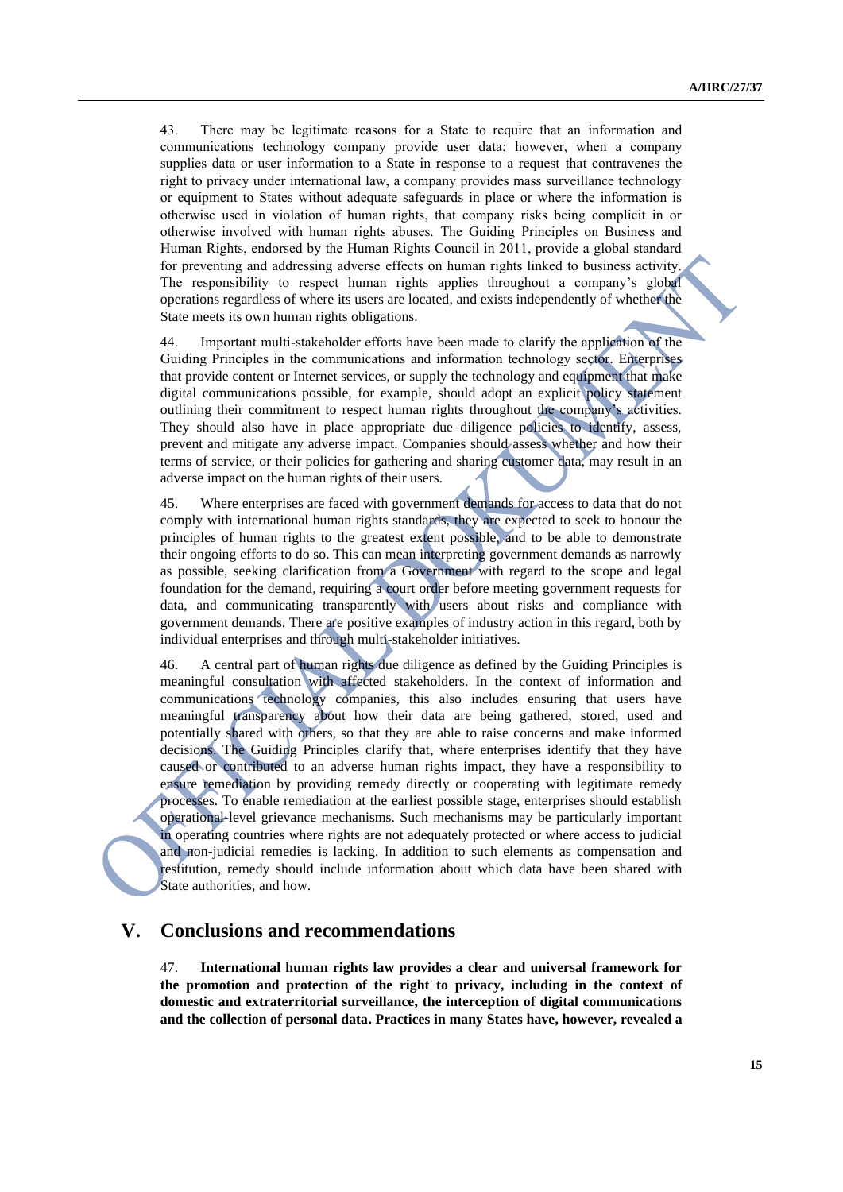43. There may be legitimate reasons for a State to require that an information and communications technology company provide user data; however, when a company supplies data or user information to a State in response to a request that contravenes the right to privacy under international law, a company provides mass surveillance technology or equipment to States without adequate safeguards in place or where the information is otherwise used in violation of human rights, that company risks being complicit in or otherwise involved with human rights abuses. The Guiding Principles on Business and Human Rights, endorsed by the Human Rights Council in 2011, provide a global standard for preventing and addressing adverse effects on human rights linked to business activity. The responsibility to respect human rights applies throughout a company's global operations regardless of where its users are located, and exists independently of whether the State meets its own human rights obligations.

44. Important multi-stakeholder efforts have been made to clarify the application of the Guiding Principles in the communications and information technology sector. Enterprises that provide content or Internet services, or supply the technology and equipment that make digital communications possible, for example, should adopt an explicit policy statement outlining their commitment to respect human rights throughout the company's activities. They should also have in place appropriate due diligence policies to identify, assess, prevent and mitigate any adverse impact. Companies should assess whether and how their terms of service, or their policies for gathering and sharing customer data, may result in an adverse impact on the human rights of their users.

45. Where enterprises are faced with government demands for access to data that do not comply with international human rights standards, they are expected to seek to honour the principles of human rights to the greatest extent possible, and to be able to demonstrate their ongoing efforts to do so. This can mean interpreting government demands as narrowly as possible, seeking clarification from a Government with regard to the scope and legal foundation for the demand, requiring a court order before meeting government requests for data, and communicating transparently with users about risks and compliance with government demands. There are positive examples of industry action in this regard, both by individual enterprises and through multi-stakeholder initiatives.

46. A central part of human rights due diligence as defined by the Guiding Principles is meaningful consultation with affected stakeholders. In the context of information and communications technology companies, this also includes ensuring that users have meaningful transparency about how their data are being gathered, stored, used and potentially shared with others, so that they are able to raise concerns and make informed decisions. The Guiding Principles clarify that, where enterprises identify that they have caused or contributed to an adverse human rights impact, they have a responsibility to ensure remediation by providing remedy directly or cooperating with legitimate remedy processes. To enable remediation at the earliest possible stage, enterprises should establish operational-level grievance mechanisms. Such mechanisms may be particularly important in operating countries where rights are not adequately protected or where access to judicial and non-judicial remedies is lacking. In addition to such elements as compensation and restitution, remedy should include information about which data have been shared with State authorities, and how.

# V. Conclusions and recommendations

47. **International human rights law provides a clear and universal framework for the promotion and protection of the right to privacy, including in the context of domestic and extraterritorial surveillance, the interception of digital communications and the collection of personal data. Practices in many States have, however, revealed a**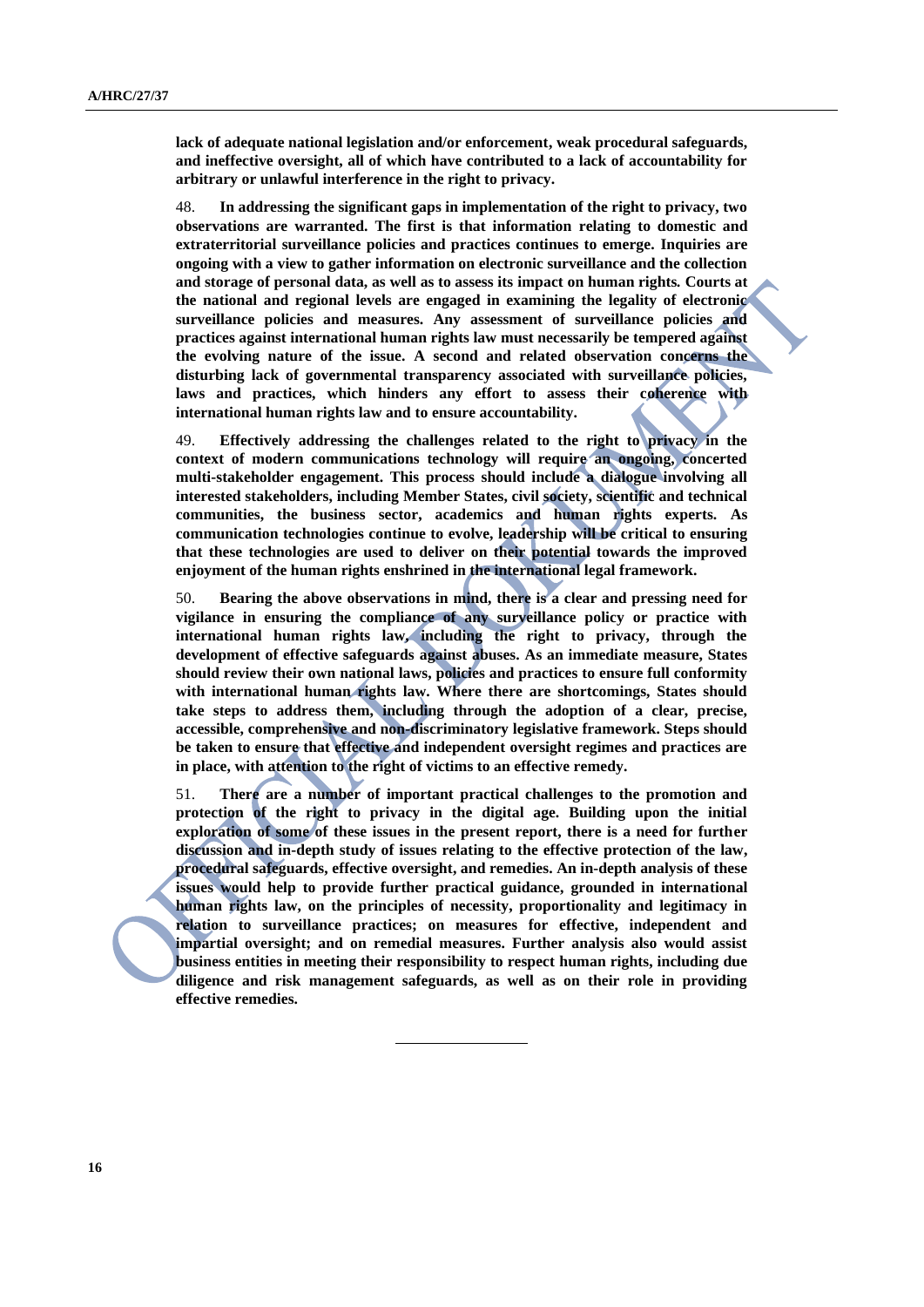**lack of adequate national legislation and/or enforcement, weak procedural safeguards, and ineffective oversight, all of which have contributed to a lack of accountability for arbitrary or unlawful interference in the right to privacy.**

48. **In addressing the significant gaps in implementation of the right to privacy, two observations are warranted. The first is that information relating to domestic and extraterritorial surveillance policies and practices continues to emerge. Inquiries are ongoing with a view to gather information on electronic surveillance and the collection and storage of personal data, as well as to assess its impact on human rights. Courts at the national and regional levels are engaged in examining the legality of electronic surveillance policies and measures. Any assessment of surveillance policies and practices against international human rights law must necessarily be tempered against the evolving nature of the issue. A second and related observation concerns the disturbing lack of governmental transparency associated with surveillance policies, laws and practices, which hinders any effort to assess their coherence with international human rights law and to ensure accountability.**

49. **Effectively addressing the challenges related to the right to privacy in the context of modern communications technology will require an ongoing, concerted multi-stakeholder engagement. This process should include a dialogue involving all interested stakeholders, including Member States, civil society, scientific and technical communities, the business sector, academics and human rights experts. As communication technologies continue to evolve, leadership will be critical to ensuring that these technologies are used to deliver on their potential towards the improved enjoyment of the human rights enshrined in the international legal framework.**

50. **Bearing the above observations in mind, there is a clear and pressing need for vigilance in ensuring the compliance of any surveillance policy or practice with international human rights law, including the right to privacy, through the development of effective safeguards against abuses. As an immediate measure, States should review their own national laws, policies and practices to ensure full conformity with international human rights law. Where there are shortcomings, States should take steps to address them, including through the adoption of a clear, precise, accessible, comprehensive and non-discriminatory legislative framework. Steps should be taken to ensure that effective and independent oversight regimes and practices are in place, with attention to the right of victims to an effective remedy.**

51. **There are a number of important practical challenges to the promotion and protection of the right to privacy in the digital age. Building upon the initial exploration of some of these issues in the present report, there is a need for further discussion and in-depth study of issues relating to the effective protection of the law, procedural safeguards, effective oversight, and remedies. An in-depth analysis of these issues would help to provide further practical guidance, grounded in international human rights law, on the principles of necessity, proportionality and legitimacy in relation to surveillance practices; on measures for effective, independent and impartial oversight; and on remedial measures. Further analysis also would assist business entities in meeting their responsibility to respect human rights, including due diligence and risk management safeguards, as well as on their role in providing effective remedies.**